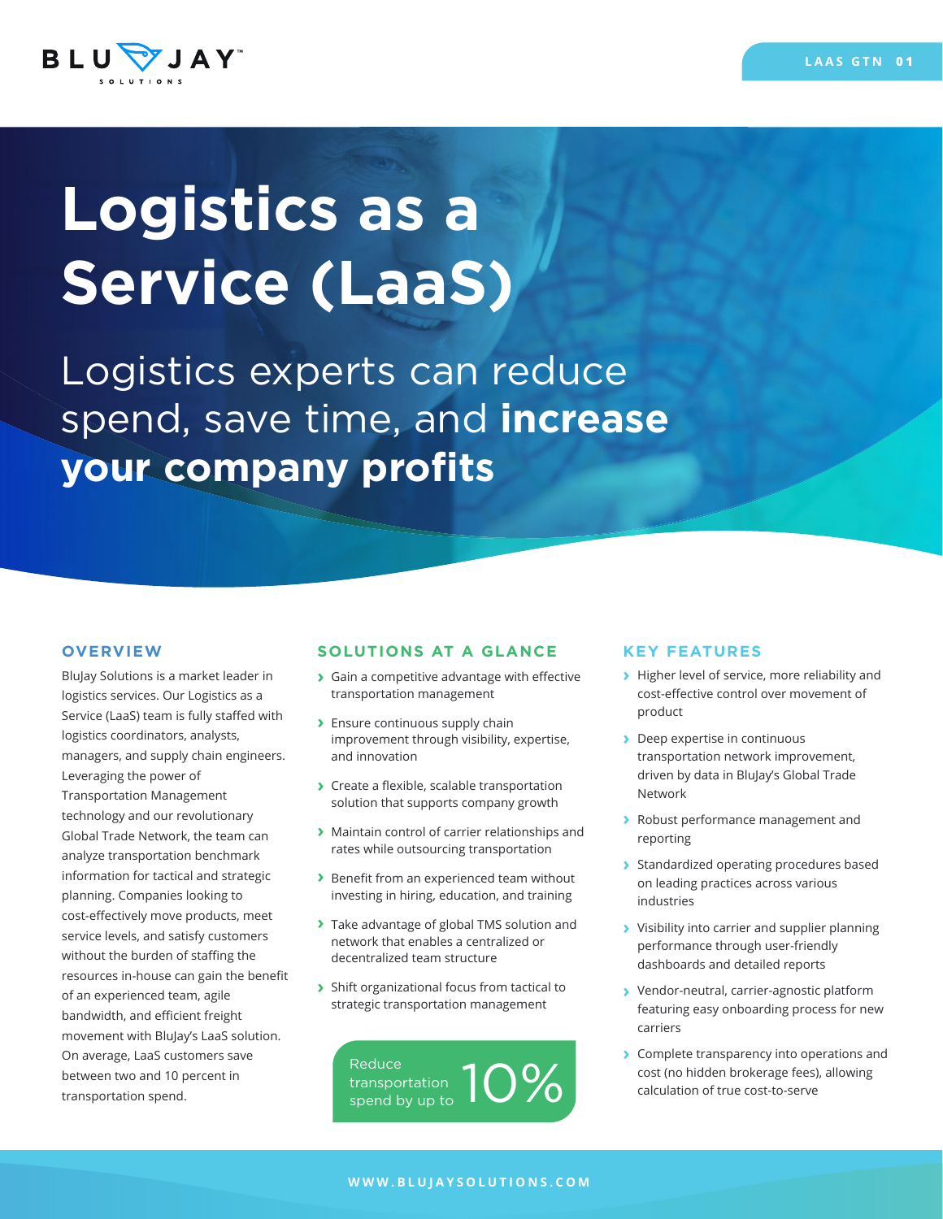# Logistics as a Service (LaaS)

Logistics experts can reduce spend, save time, and **increase your company profits**

## OVERVIEW

BluJay Solutions is a market leader in logistics services. Our Logistics as a Service (LaaS) team is fully staffed with logistics coordinators, analysts, managers, and supply chain engineers. Leveraging the power of Transportation Management technology and our revolutionary Global Trade Network, the team can analyze transportation benchmark information for tactical and strategic planning. Companies looking to cost-effectively move products, meet service levels, and satisfy customers without the burden of staffing the resources in-house can gain the benefit of an experienced team, agile bandwidth, and efficient freight movement with BluJay's LaaS solution. On average, LaaS customers save between two and 10 percent in transportation spend.

## SOLUTIONS AT A GLANCE

- Gain a competitive advantage with effective transportation management
- Ensure continuous supply chain improvement through visibility, expertise, and innovation
- Create a flexible, scalable transportation solution that supports company growth
- Maintain control of carrier relationships and rates while outsourcing transportation
- Benefit from an experienced team without investing in hiring, education, and training
- Take advantage of global TMS solution and network that enables a centralized or decentralized team structure
- Shift organizational focus from tactical to strategic transportation management

Reduce transportation spend by up to 10%

## KEY FEATURES

- Higher level of service, more reliability and cost-effective control over movement of product
- Deep expertise in continuous transportation network improvement, driven by data in BluJay's Global Trade Network
- Robust performance management and reporting
- Standardized operating procedures based on leading practices across various industries
- Visibility into carrier and supplier planning performance through user-friendly dashboards and detailed reports
- Vendor-neutral, carrier-agnostic platform featuring easy onboarding process for new carriers
- Complete transparency into operations and cost (no hidden brokerage fees), allowing calculation of true cost-to-serve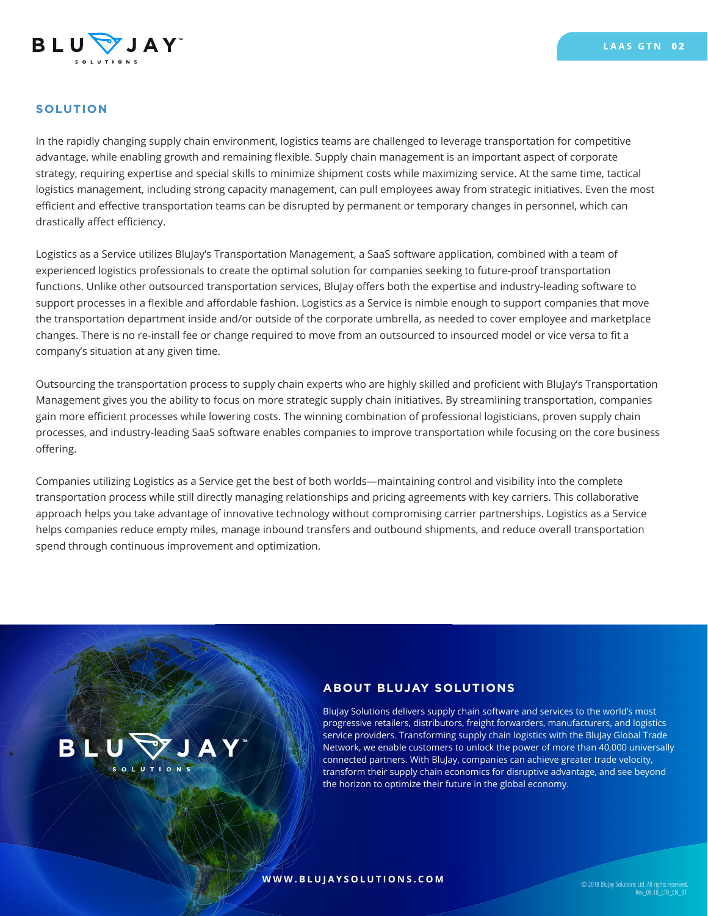## SOLUTION

In the rapidly changing supply chain environment, logistics teams are challenged to leverage transportation for competitive advantage, while enabling growth and remaining flexible. Supply chain management is an important aspect of corporate strategy, requiring expertise and special skills to minimize shipment costs while maximizing service. At the same time, tactical logistics management, including strong capacity management, can pull employees away from strategic initiatives. Even the most efficient and effective transportation teams can be disrupted by permanent or temporary changes in personnel, which can drastically affect efficiency.

Logistics as a Service utilizes BluJay's Transportation Management, a SaaS software application, combined with a team of experienced logistics professionals to create the optimal solution for companies seeking to future-proof transportation functions. Unlike other outsourced transportation services, BluJay offers both the expertise and industry-leading software to support processes in a flexible and affordable fashion. Logistics as a Service is nimble enough to support companies that move the transportation department inside and/or outside of the corporate umbrella, as needed to cover employee and marketplace changes. There is no re-install fee or change required to move from an outsourced to insourced model or vice versa to fit a company's situation at any given time.

Outsourcing the transportation process to supply chain experts who are highly skilled and proficient with BluJay's Transportation Management gives you the ability to focus on more strategic supply chain initiatives. By streamlining transportation, companies gain more efficient processes while lowering costs. The winning combination of professional logisticians, proven supply chain processes, and industry-leading SaaS software enables companies to improve transportation while focusing on the core business offering.

Companies utilizing Logistics as a Service get the best of both worlds—maintaining control and visibility into the complete transportation process while still directly managing relationships and pricing agreements with key carriers. This collaborative approach helps you take advantage of innovative technology without compromising carrier partnerships. Logistics as a Service helps companies reduce empty miles, manage inbound transfers and outbound shipments, and reduce overall transportation spend through continuous improvement and optimization.

## ABOUT BLUJAY SOLUTIONS

BluJay Solutions delivers supply chain software and services to the world's most progressive retailers, distributors, freight forwarders, manufacturers, and logistics service providers. Transforming supply chain logistics with the BluJay Global Trade Network, we enable customers to unlock the power of more than 40,000 universally connected partners. With BluJay, companies can achieve greater trade velocity, transform their supply chain economics for disruptive advantage, and see beyond the horizon to optimize their future in the global economy.

WWW.BLUJAYSOLUTIONS.COM

© 2018 BluJay Solutions Ltd. All rights reserved.
Rev_08.18_LTR_EN_BT